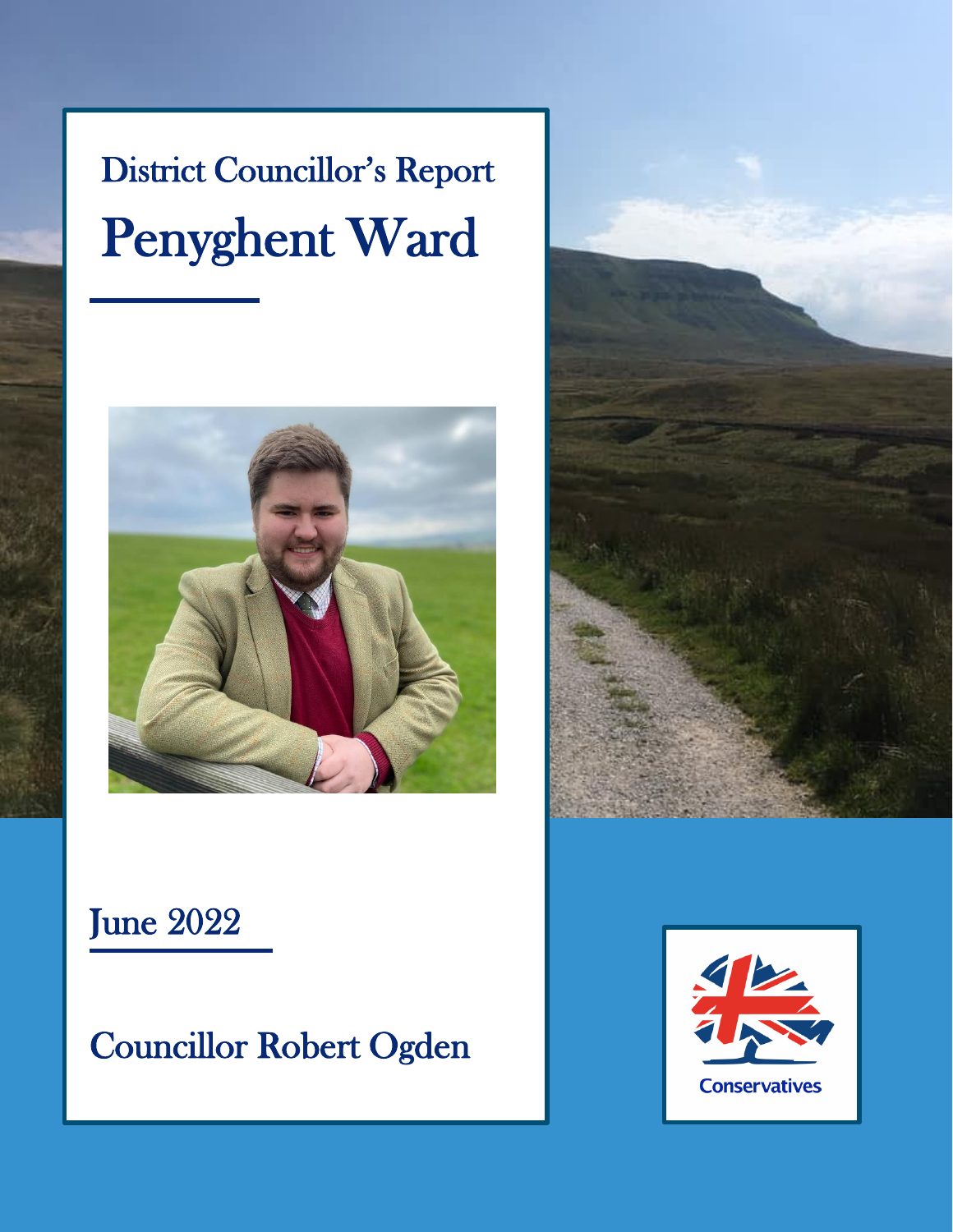# District Councillor's Report

# Penyghent Ward

June 2022

Councillor Robert Ogden

Conservatives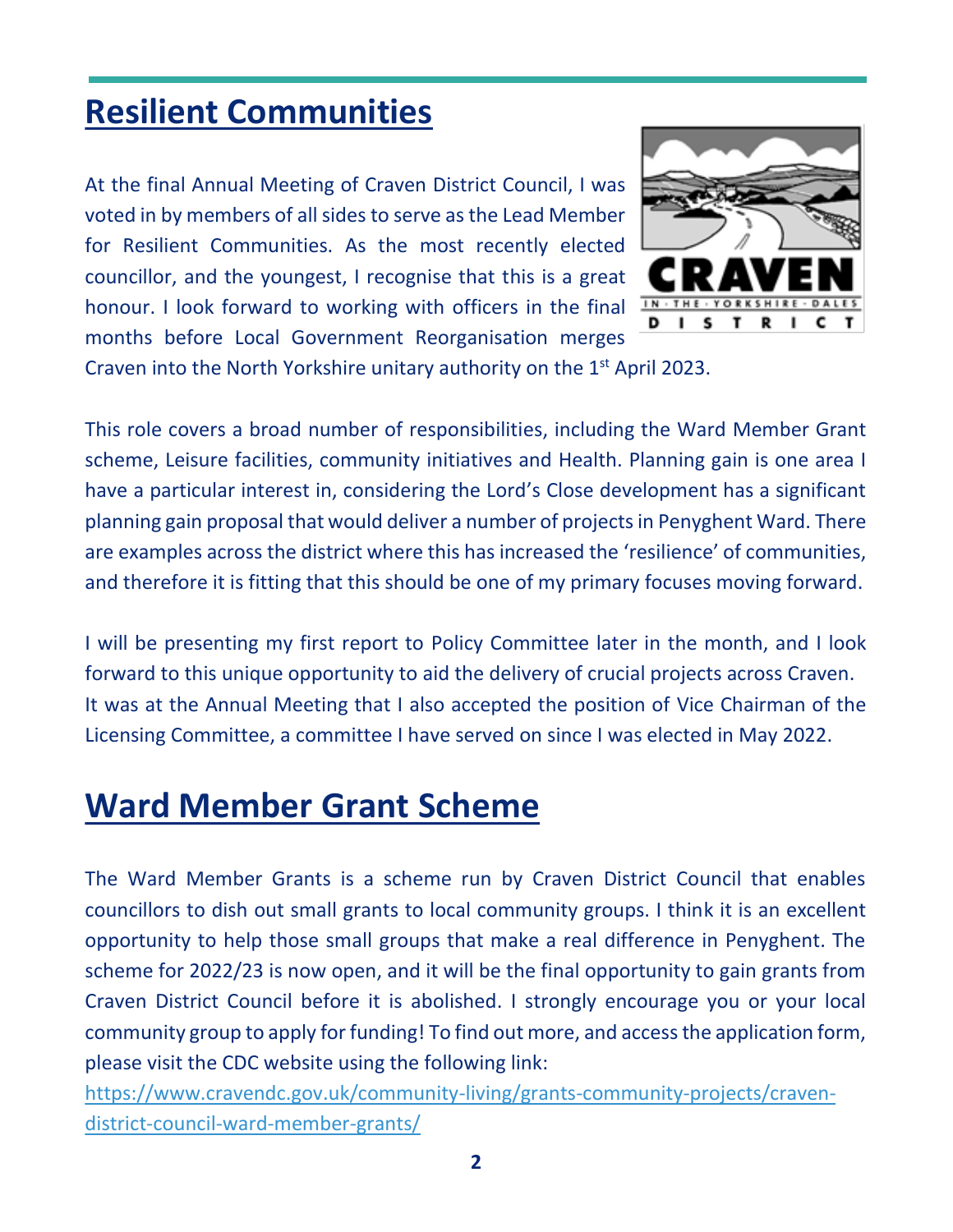## Resilient Communities

At the final Annual Meeting of Craven District Council, I was voted in by members of all sides to serve as the Lead Member for Resilient Communities. As the most recently elected councillor, and the youngest, I recognise that this is a great honour. I look forward to working with officers in the final months before Local Government Reorganisation merges Craven into the North Yorkshire unitary authority on the 1st April 2023.

This role covers a broad number of responsibilities, including the Ward Member Grant scheme, Leisure facilities, community initiatives and Health. Planning gain is one area I have a particular interest in, considering the Lord's Close development has a significant planning gain proposal that would deliver a number of projects in Penyghent Ward. There are examples across the district where this has increased the 'resilience' of communities, and therefore it is fitting that this should be one of my primary focuses moving forward.

I will be presenting my first report to Policy Committee later in the month, and I look forward to this unique opportunity to aid the delivery of crucial projects across Craven. It was at the Annual Meeting that I also accepted the position of Vice Chairman of the Licensing Committee, a committee I have served on since I was elected in May 2022.

## Ward Member Grant Scheme

The Ward Member Grants is a scheme run by Craven District Council that enables councillors to dish out small grants to local community groups. I think it is an excellent opportunity to help those small groups that make a real difference in Penyghent. The scheme for 2022/23 is now open, and it will be the final opportunity to gain grants from Craven District Council before it is abolished. I strongly encourage you or your local community group to apply for funding! To find out more, and access the application form, please visit the CDC website using the following link:
[https://www.cravendc.gov.uk/community-living/grants-community-projects/craven-district-council-ward-member-grants/](https://www.cravendc.gov.uk/community-living/grants-community-projects/craven-district-council-ward-member-grants/)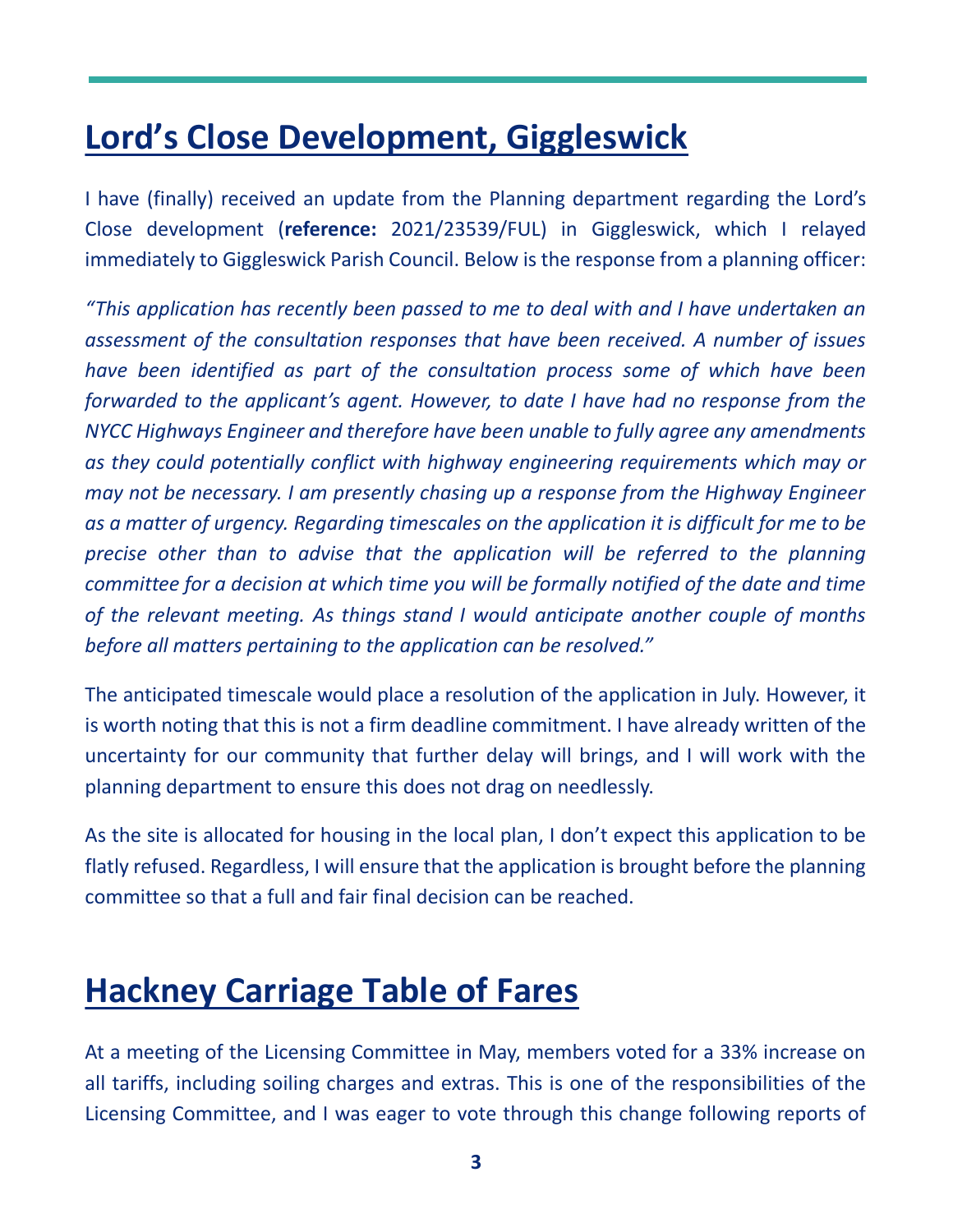# Lord's Close Development, Giggleswick

I have (finally) received an update from the Planning department regarding the Lord's Close development (**reference:** 2021/23539/FUL) in Giggleswick, which I relayed immediately to Giggleswick Parish Council. Below is the response from a planning officer:

*"This application has recently been passed to me to deal with and I have undertaken an assessment of the consultation responses that have been received. A number of issues have been identified as part of the consultation process some of which have been forwarded to the applicant's agent. However, to date I have had no response from the NYCC Highways Engineer and therefore have been unable to fully agree any amendments as they could potentially conflict with highway engineering requirements which may or may not be necessary. I am presently chasing up a response from the Highway Engineer as a matter of urgency. Regarding timescales on the application it is difficult for me to be precise other than to advise that the application will be referred to the planning committee for a decision at which time you will be formally notified of the date and time of the relevant meeting. As things stand I would anticipate another couple of months before all matters pertaining to the application can be resolved."*

The anticipated timescale would place a resolution of the application in July. However, it is worth noting that this is not a firm deadline commitment. I have already written of the uncertainty for our community that further delay will brings, and I will work with the planning department to ensure this does not drag on needlessly.

As the site is allocated for housing in the local plan, I don't expect this application to be flatly refused. Regardless, I will ensure that the application is brought before the planning committee so that a full and fair final decision can be reached.

# Hackney Carriage Table of Fares

At a meeting of the Licensing Committee in May, members voted for a 33% increase on all tariffs, including soiling charges and extras. This is one of the responsibilities of the Licensing Committee, and I was eager to vote through this change following reports of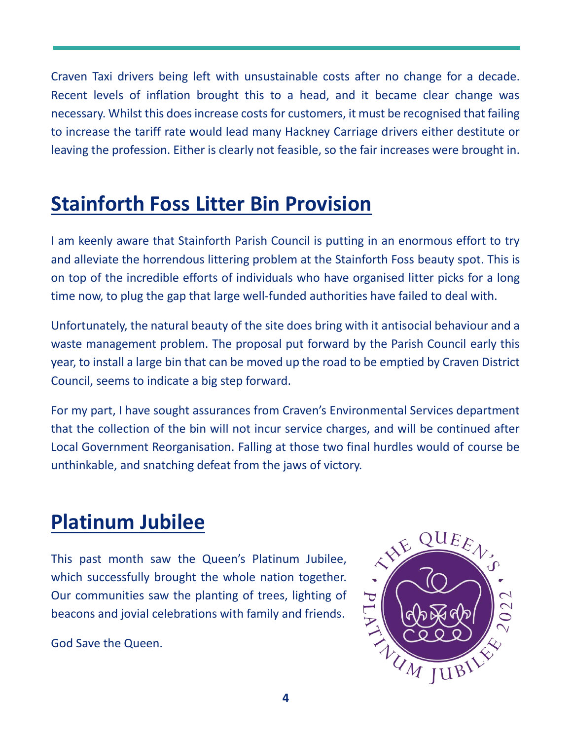Craven Taxi drivers being left with unsustainable costs after no change for a decade. Recent levels of inflation brought this to a head, and it became clear change was necessary. Whilst this does increase costs for customers, it must be recognised that failing to increase the tariff rate would lead many Hackney Carriage drivers either destitute or leaving the profession. Either is clearly not feasible, so the fair increases were brought in.

## Stainforth Foss Litter Bin Provision

I am keenly aware that Stainforth Parish Council is putting in an enormous effort to try and alleviate the horrendous littering problem at the Stainforth Foss beauty spot. This is on top of the incredible efforts of individuals who have organised litter picks for a long time now, to plug the gap that large well-funded authorities have failed to deal with.

Unfortunately, the natural beauty of the site does bring with it antisocial behaviour and a waste management problem. The proposal put forward by the Parish Council early this year, to install a large bin that can be moved up the road to be emptied by Craven District Council, seems to indicate a big step forward.

For my part, I have sought assurances from Craven's Environmental Services department that the collection of the bin will not incur service charges, and will be continued after Local Government Reorganisation. Falling at those two final hurdles would of course be unthinkable, and snatching defeat from the jaws of victory.

## Platinum Jubilee

This past month saw the Queen's Platinum Jubilee, which successfully brought the whole nation together. Our communities saw the planting of trees, lighting of beacons and jovial celebrations with family and friends.

God Save the Queen.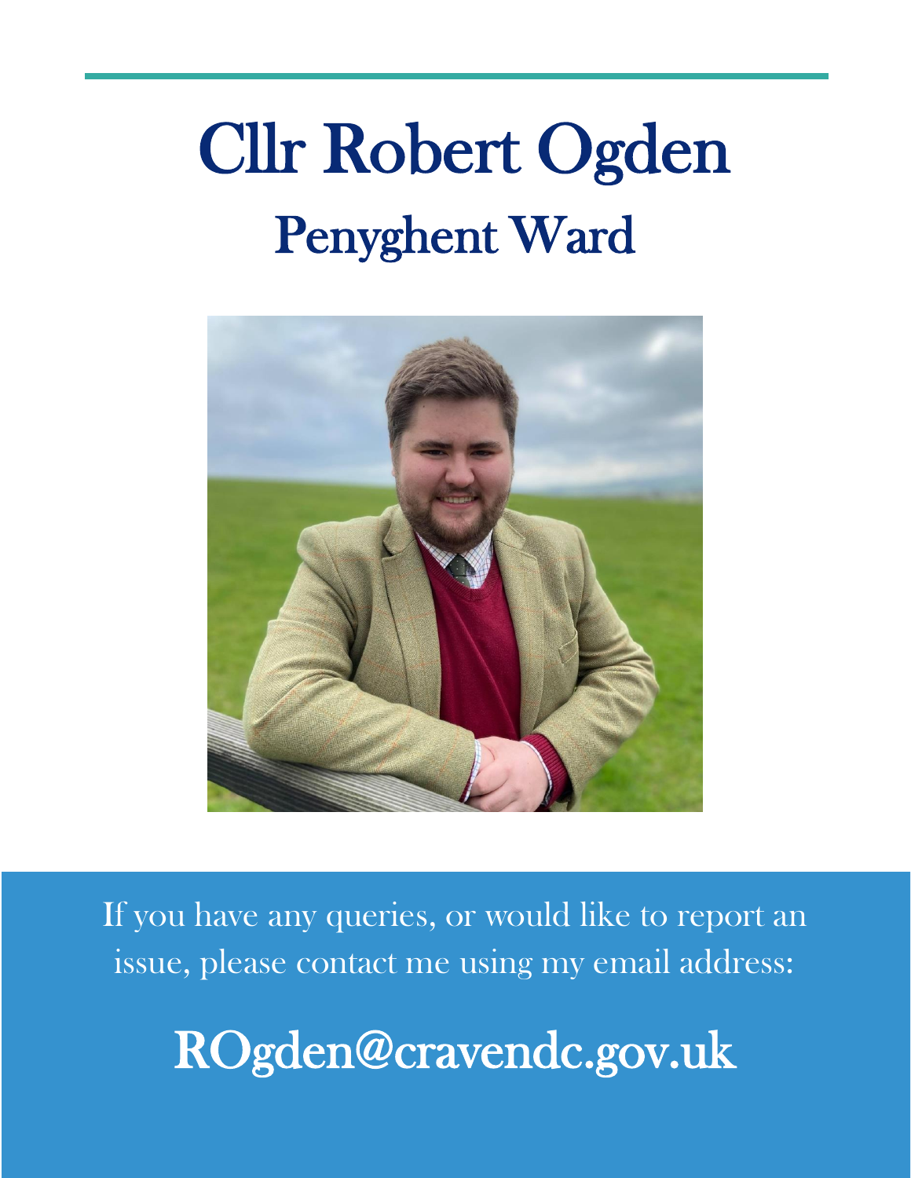# Cllr Robert Ogden

## Penyghent Ward

If you have any queries, or would like to report an issue, please contact me using my email address:

ROgden@cravendc.gov.uk